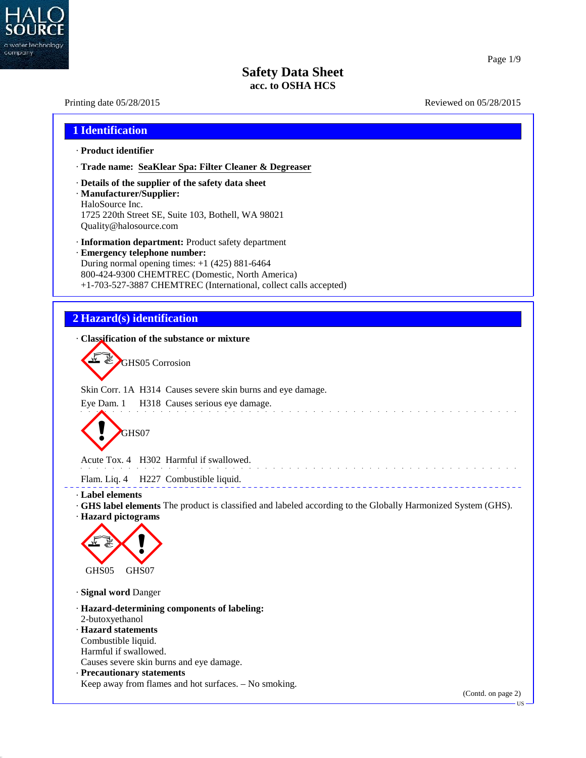# Safety Data Sheet
**acc. to OSHA HCS**

Printing date 05/28/2015 Reviewed on 05/28/2015

## 1 Identification

· **Product identifier**

· **Trade name: SeaKlear Spa: Filter Cleaner & Degreaser**

· **Details of the supplier of the safety data sheet**
· **Manufacturer/Supplier:**
HaloSource Inc.
1725 220th Street SE, Suite 103, Bothell, WA 98021
Quality@halosource.com

· **Information department:** Product safety department
· **Emergency telephone number:**
During normal opening times: +1 (425) 881-6464
800-424-9300 CHEMTREC (Domestic, North America)
+1-703-527-3887 CHEMTREC (International, collect calls accepted)

## 2 Hazard(s) identification

· **Classification of the substance or mixture**

GHS05 Corrosion

Skin Corr. 1A H314 Causes severe skin burns and eye damage.
Eye Dam. 1 H318 Causes serious eye damage.

GHS07

Acute Tox. 4 H302 Harmful if swallowed.

Flam. Liq. 4 H227 Combustible liquid.

· **Label elements**
· **GHS label elements** The product is classified and labeled according to the Globally Harmonized System (GHS).
· **Hazard pictograms**

GHS05 GHS07

· **Signal word** Danger

· **Hazard-determining components of labeling:**
2-butoxyethanol
· **Hazard statements**
Combustible liquid.
Harmful if swallowed.
Causes severe skin burns and eye damage.
· **Precautionary statements**
Keep away from flames and hot surfaces. – No smoking.

(Contd. on page 2)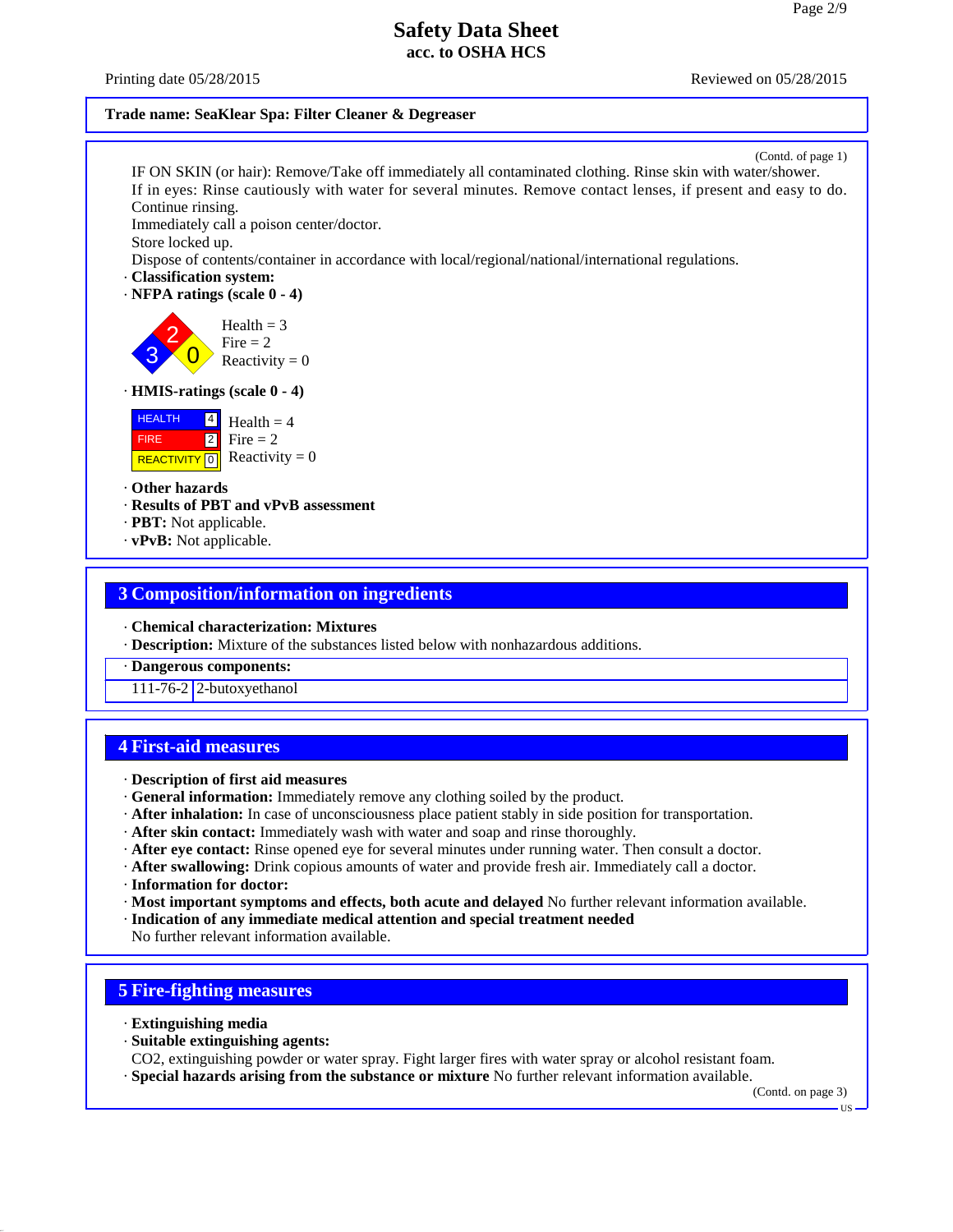**Safety Data Sheet**
**acc. to OSHA HCS**

Printing date 05/28/2015 Reviewed on 05/28/2015

**Trade name: SeaKlear Spa: Filter Cleaner & Degreaser**

(Contd. of page 1)

IF ON SKIN (or hair): Remove/Take off immediately all contaminated clothing. Rinse skin with water/shower.
If in eyes: Rinse cautiously with water for several minutes. Remove contact lenses, if present and easy to do. Continue rinsing.
Immediately call a poison center/doctor.
Store locked up.
Dispose of contents/container in accordance with local/regional/national/international regulations.

· **Classification system:**
· **NFPA ratings (scale 0 - 4)**

Health = 3
Fire = 2
Reactivity = 0

· **HMIS-ratings (scale 0 - 4)**

| | |
|---|---|
| HEALTH | 4 |
| FIRE | 2 |
| REACTIVITY | 0 |

Health = 4
Fire = 2
Reactivity = 0

· **Other hazards**
· **Results of PBT and vPvB assessment**
· **PBT:** Not applicable.
· **vPvB:** Not applicable.

## 3 Composition/information on ingredients

· **Chemical characterization: Mixtures**
· **Description:** Mixture of the substances listed below with nonhazardous additions.

| · Dangerous components: | |
|---|---|
| 111-76-2 | 2-butoxyethanol |

## 4 First-aid measures

· **Description of first aid measures**
· **General information:** Immediately remove any clothing soiled by the product.
· **After inhalation:** In case of unconsciousness place patient stably in side position for transportation.
· **After skin contact:** Immediately wash with water and soap and rinse thoroughly.
· **After eye contact:** Rinse opened eye for several minutes under running water. Then consult a doctor.
· **After swallowing:** Drink copious amounts of water and provide fresh air. Immediately call a doctor.
· **Information for doctor:**
· **Most important symptoms and effects, both acute and delayed** No further relevant information available.
· **Indication of any immediate medical attention and special treatment needed**
No further relevant information available.

## 5 Fire-fighting measures

· **Extinguishing media**
· **Suitable extinguishing agents:**
$CO_2$, extinguishing powder or water spray. Fight larger fires with water spray or alcohol resistant foam.
· **Special hazards arising from the substance or mixture** No further relevant information available.

(Contd. on page 3)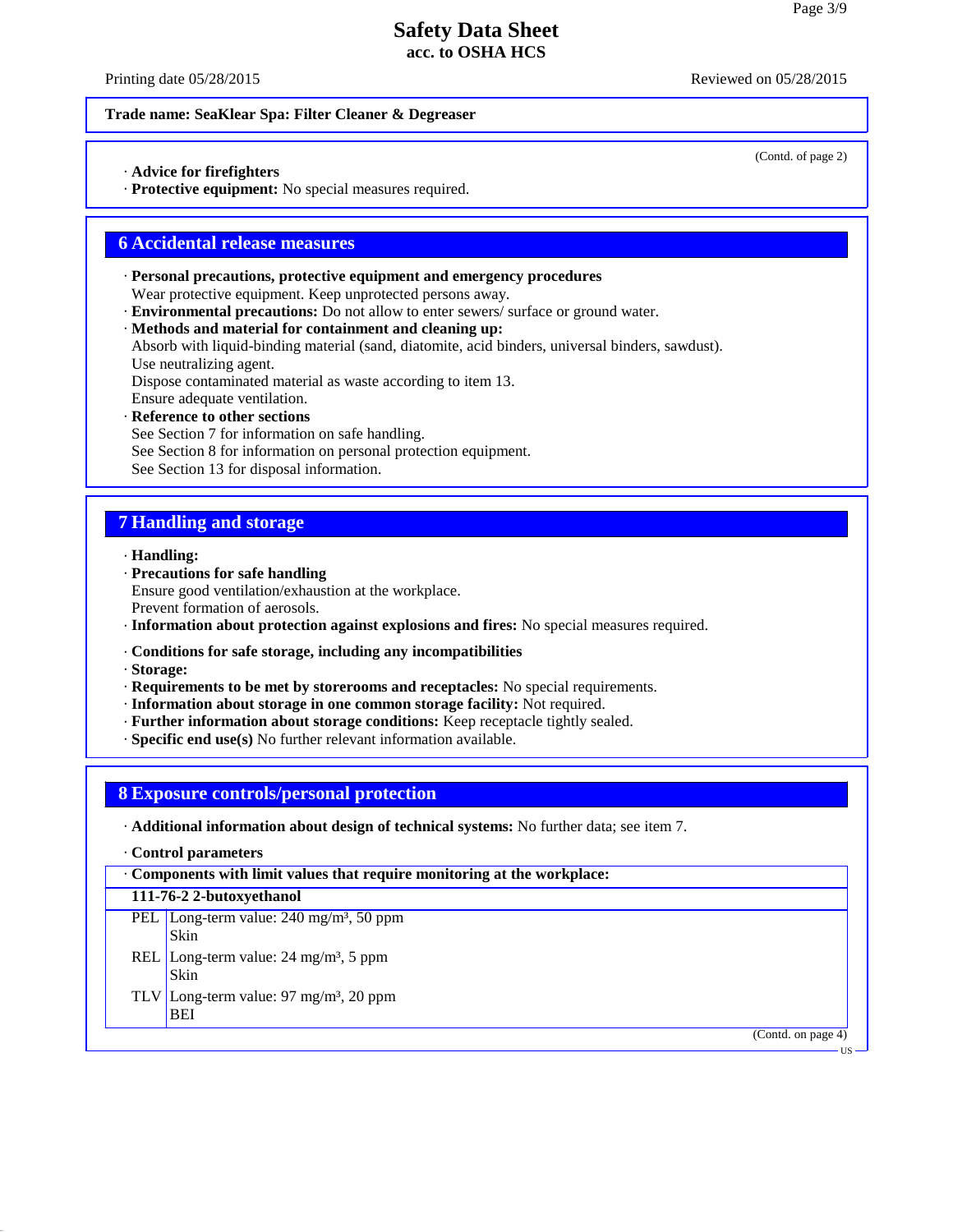**Trade name: SeaKlear Spa: Filter Cleaner & Degreaser**

(Contd. of page 2)

· **Advice for firefighters**
· **Protective equipment:** No special measures required.

## 6 Accidental release measures

· **Personal precautions, protective equipment and emergency procedures**
Wear protective equipment. Keep unprotected persons away.
· **Environmental precautions:** Do not allow to enter sewers/ surface or ground water.
· **Methods and material for containment and cleaning up:**
Absorb with liquid-binding material (sand, diatomite, acid binders, universal binders, sawdust).
Use neutralizing agent.
Dispose contaminated material as waste according to item 13.
Ensure adequate ventilation.
· **Reference to other sections**
See Section 7 for information on safe handling.
See Section 8 for information on personal protection equipment.
See Section 13 for disposal information.

## 7 Handling and storage

· **Handling:**
· **Precautions for safe handling**
Ensure good ventilation/exhaustion at the workplace.
Prevent formation of aerosols.
· **Information about protection against explosions and fires:** No special measures required.

· **Conditions for safe storage, including any incompatibilities**
· **Storage:**
· **Requirements to be met by storerooms and receptacles:** No special requirements.
· **Information about storage in one common storage facility:** Not required.
· **Further information about storage conditions:** Keep receptacle tightly sealed.
· **Specific end use(s)** No further relevant information available.

## 8 Exposure controls/personal protection

· **Additional information about design of technical systems:** No further data; see item 7.

· **Control parameters**

| · **Components with limit values that require monitoring at the workplace:** | |
|---|---|
| **111-76-2 2-butoxyethanol** | |
| PEL | Long-term value: 240 mg/m³, 50 ppm<br>Skin |
| REL | Long-term value: 24 mg/m³, 5 ppm<br>Skin |
| TLV | Long-term value: 97 mg/m³, 20 ppm<br>BEI |

(Contd. on page 4)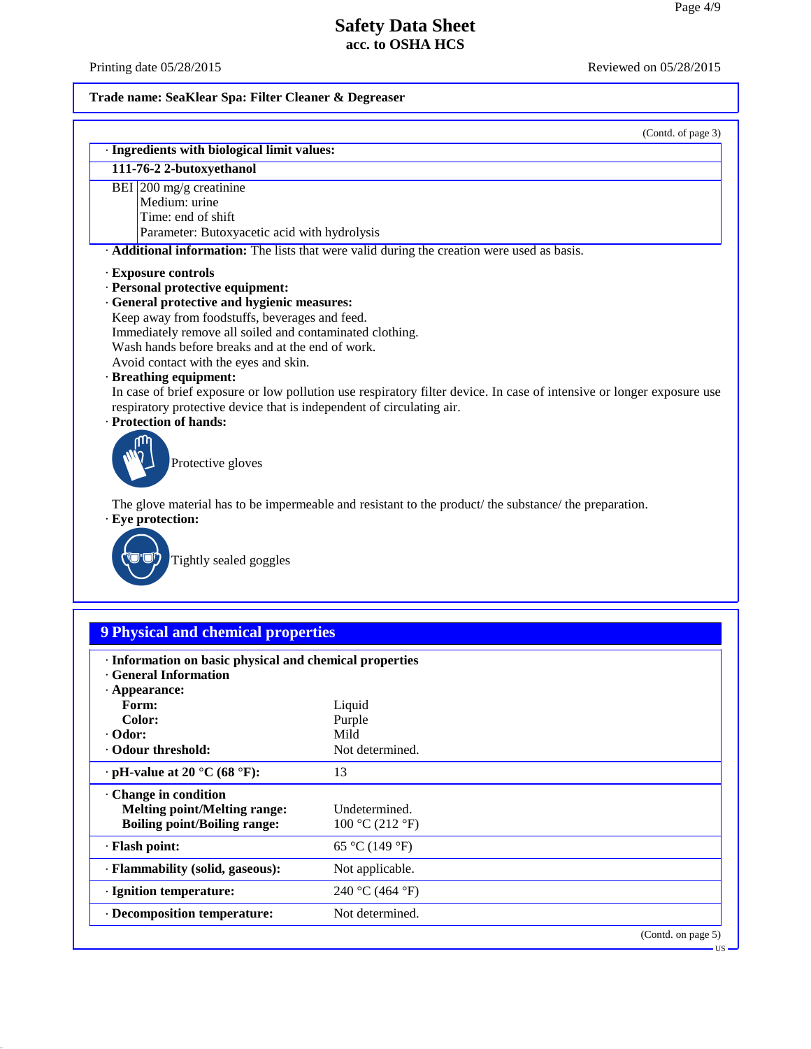**Trade name: SeaKlear Spa: Filter Cleaner & Degreaser**

(Contd. of page 3)

· **Ingredients with biological limit values:**

| **111-76-2 2-butoxyethanol** | |
|---|---|
| BEI | 200 mg/g creatinine<br>Medium: urine<br>Time: end of shift<br>Parameter: Butoxyacetic acid with hydrolysis |

· **Additional information:** The lists that were valid during the creation were used as basis.

· **Exposure controls**
· **Personal protective equipment:**
· **General protective and hygienic measures:**
Keep away from foodstuffs, beverages and feed.
Immediately remove all soiled and contaminated clothing.
Wash hands before breaks and at the end of work.
Avoid contact with the eyes and skin.
· **Breathing equipment:**
In case of brief exposure or low pollution use respiratory filter device. In case of intensive or longer exposure use respiratory protective device that is independent of circulating air.
· **Protection of hands:**

Protective gloves

The glove material has to be impermeable and resistant to the product/ the substance/ the preparation.
· **Eye protection:**

Tightly sealed goggles

## 9 Physical and chemical properties

· **Information on basic physical and chemical properties**
· **General Information**
· **Appearance:**

| | |
|---|---|
| **Form:** | Liquid |
| **Color:** | Purple |
| · **Odor:** | Mild |
| · **Odour threshold:** | Not determined. |
| · **pH-value at 20 °C (68 °F):** | 13 |
| · **Change in condition** | |
| **Melting point/Melting range:** | Undetermined. |
| **Boiling point/Boiling range:** | 100 °C (212 °F) |
| · **Flash point:** | 65 °C (149 °F) |
| · **Flammability (solid, gaseous):** | Not applicable. |
| · **Ignition temperature:** | 240 °C (464 °F) |
| · **Decomposition temperature:** | Not determined. |

(Contd. on page 5)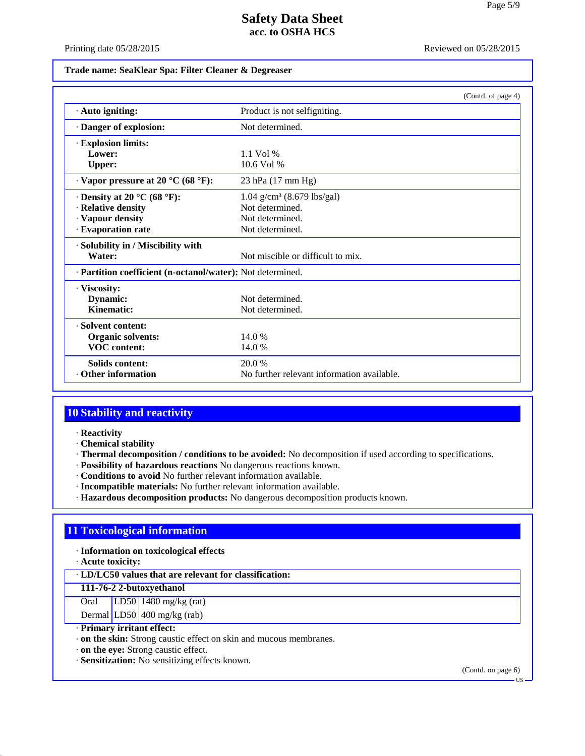Trade name: SeaKlear Spa: Filter Cleaner & Degreaser

(Contd. of page 4)

| | |
|---|---|
| · **Auto igniting:** | Product is not selfigniting. |
| · **Danger of explosion:** | Not determined. |
| · **Explosion limits:** | |
| **Lower:** | 1.1 Vol % |
| **Upper:** | 10.6 Vol % |
| · **Vapor pressure at 20 °C (68 °F):** | 23 hPa (17 mm Hg) |
| · **Density at 20 °C (68 °F):** | 1.04 g/cm³ (8.679 lbs/gal) |
| · **Relative density** | Not determined. |
| · **Vapour density** | Not determined. |
| · **Evaporation rate** | Not determined. |
| · **Solubility in / Miscibility with** | |
| **Water:** | Not miscible or difficult to mix. |
| · **Partition coefficient (n-octanol/water):** | Not determined. |
| · **Viscosity:** | |
| **Dynamic:** | Not determined. |
| **Kinematic:** | Not determined. |
| · **Solvent content:** | |
| **Organic solvents:** | 14.0 % |
| **VOC content:** | 14.0 % |
| **Solids content:** | 20.0 % |
| · **Other information** | No further relevant information available. |

## 10 Stability and reactivity

· **Reactivity**
· **Chemical stability**
· **Thermal decomposition / conditions to be avoided:** No decomposition if used according to specifications.
· **Possibility of hazardous reactions** No dangerous reactions known.
· **Conditions to avoid** No further relevant information available.
· **Incompatible materials:** No further relevant information available.
· **Hazardous decomposition products:** No dangerous decomposition products known.

## 11 Toxicological information

· **Information on toxicological effects**
· **Acute toxicity:**

| · **LD/LC50 values that are relevant for classification:** | | |
|---|---|---|
| **111-76-2 2-butoxyethanol** | | |
| Oral | LD50 | 1480 mg/kg (rat) |
| Dermal | LD50 | 400 mg/kg (rab) |

· **Primary irritant effect:**
· **on the skin:** Strong caustic effect on skin and mucous membranes.
· **on the eye:** Strong caustic effect.
· **Sensitization:** No sensitizing effects known.

(Contd. on page 6)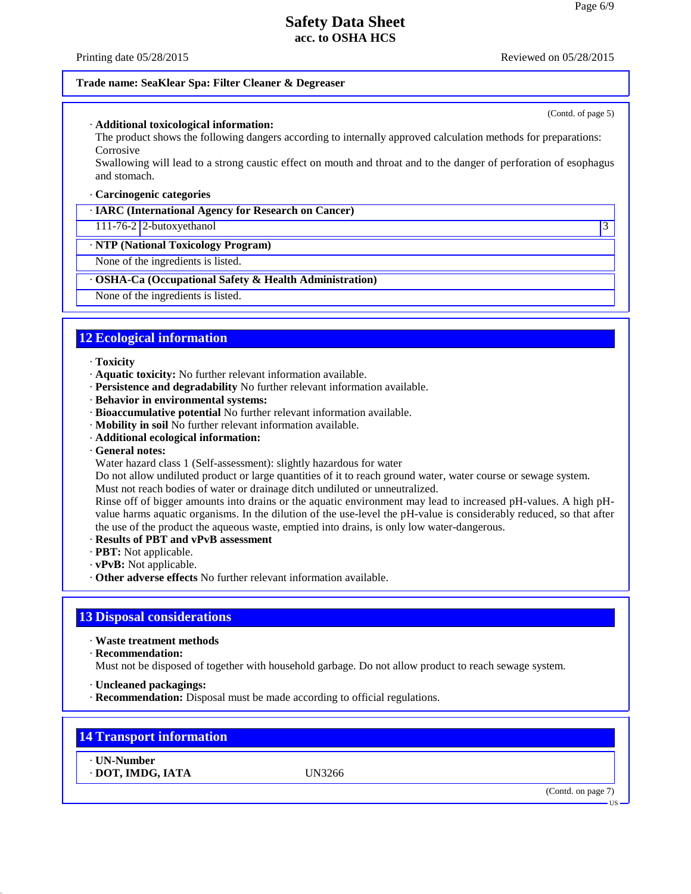Trade name: SeaKlear Spa: Filter Cleaner & Degreaser

(Contd. of page 5)

· **Additional toxicological information:**
The product shows the following dangers according to internally approved calculation methods for preparations:
Corrosive
Swallowing will lead to a strong caustic effect on mouth and throat and to the danger of perforation of esophagus and stomach.

· **Carcinogenic categories**

| · **IARC (International Agency for Research on Cancer)** | | |
|---|---|---|
| 111-76-2 | 2-butoxyethanol | 3 |

| · **NTP (National Toxicology Program)** |
|---|
| None of the ingredients is listed. |

| · **OSHA-Ca (Occupational Safety & Health Administration)** |
|---|
| None of the ingredients is listed. |

## 12 Ecological information

· **Toxicity**
· **Aquatic toxicity:** No further relevant information available.
· **Persistence and degradability** No further relevant information available.
· **Behavior in environmental systems:**
· **Bioaccumulative potential** No further relevant information available.
· **Mobility in soil** No further relevant information available.
· **Additional ecological information:**
· **General notes:**
Water hazard class 1 (Self-assessment): slightly hazardous for water
Do not allow undiluted product or large quantities of it to reach ground water, water course or sewage system.
Must not reach bodies of water or drainage ditch undiluted or unneutralized.
Rinse off of bigger amounts into drains or the aquatic environment may lead to increased pH-values. A high pH-value harms aquatic organisms. In the dilution of the use-level the pH-value is considerably reduced, so that after the use of the product the aqueous waste, emptied into drains, is only low water-dangerous.
· **Results of PBT and vPvB assessment**
· **PBT:** Not applicable.
· **vPvB:** Not applicable.
· **Other adverse effects** No further relevant information available.

## 13 Disposal considerations

· **Waste treatment methods**
· **Recommendation:**
Must not be disposed of together with household garbage. Do not allow product to reach sewage system.

· **Uncleaned packagings:**
· **Recommendation:** Disposal must be made according to official regulations.

## 14 Transport information

| · **UN-Number** | |
|---|---|
| · **DOT, IMDG, IATA** | UN3266 |

(Contd. on page 7)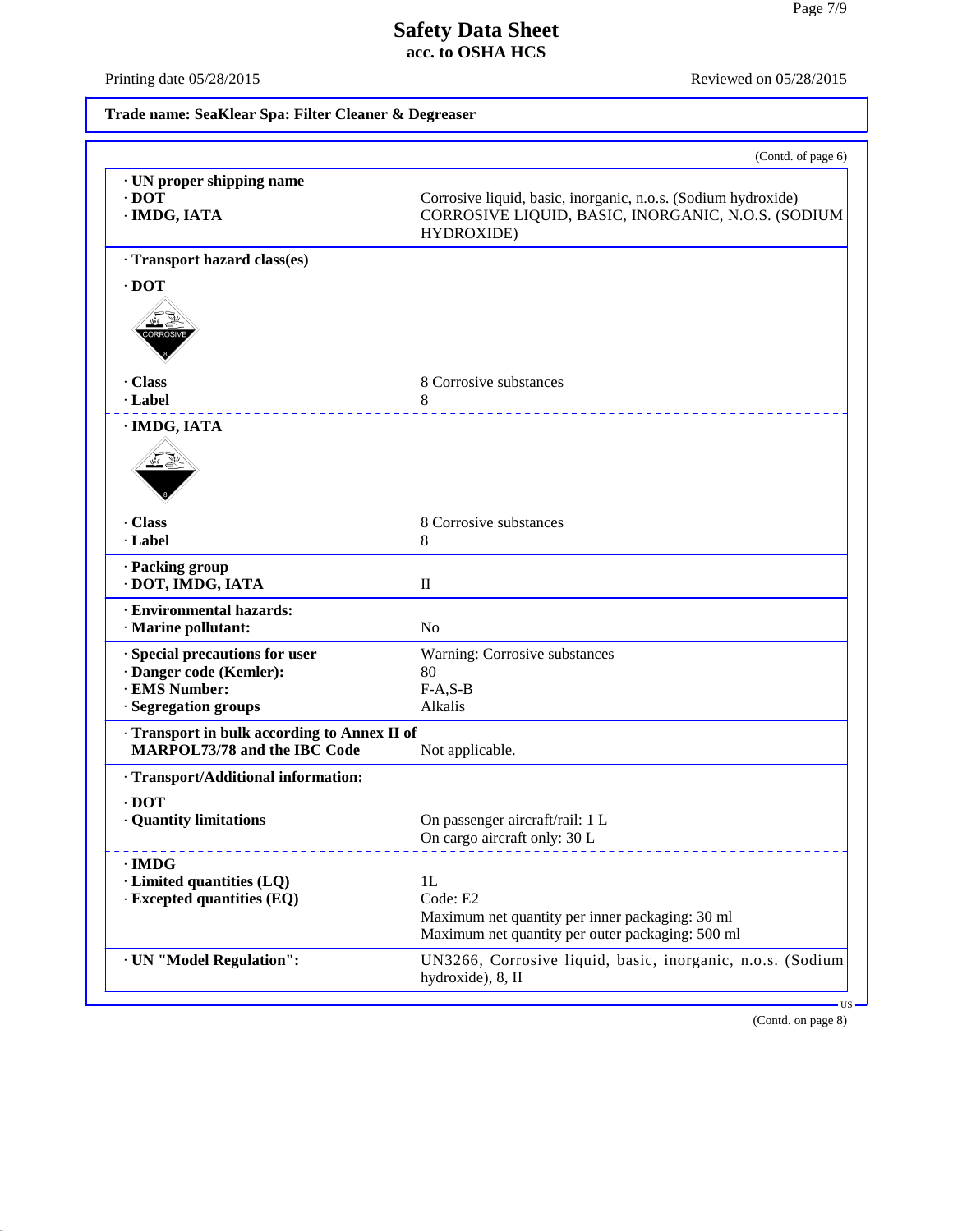# Safety Data Sheet
## acc. to OSHA HCS

Printing date 05/28/2015 | Reviewed on 05/28/2015

**Trade name: SeaKlear Spa: Filter Cleaner & Degreaser**

(Contd. of page 6)

· **UN proper shipping name**
· **DOT** — Corrosive liquid, basic, inorganic, n.o.s. (Sodium hydroxide)
· **IMDG, IATA** — CORROSIVE LIQUID, BASIC, INORGANIC, N.O.S. (SODIUM HYDROXIDE)

· **Transport hazard class(es)**

· **DOT**

· **Class** — 8 Corrosive substances
· **Label** — 8

· **IMDG, IATA**

· **Class** — 8 Corrosive substances
· **Label** — 8

· **Packing group**
· **DOT, IMDG, IATA** — II

· **Environmental hazards:**
· **Marine pollutant:** — No

· **Special precautions for user** — Warning: Corrosive substances
· **Danger code (Kemler):** — 80
· **EMS Number:** — F-A,S-B
· **Segregation groups** — Alkalis

· **Transport in bulk according to Annex II of MARPOL73/78 and the IBC Code** — Not applicable.

· **Transport/Additional information:**

· **DOT**
· **Quantity limitations** — On passenger aircraft/rail: 1 L
On cargo aircraft only: 30 L

· **IMDG**
· **Limited quantities (LQ)** — 1L
· **Excepted quantities (EQ)** — Code: E2
Maximum net quantity per inner packaging: 30 ml
Maximum net quantity per outer packaging: 500 ml

· **UN "Model Regulation":** — UN3266, Corrosive liquid, basic, inorganic, n.o.s. (Sodium hydroxide), 8, II

(Contd. on page 8)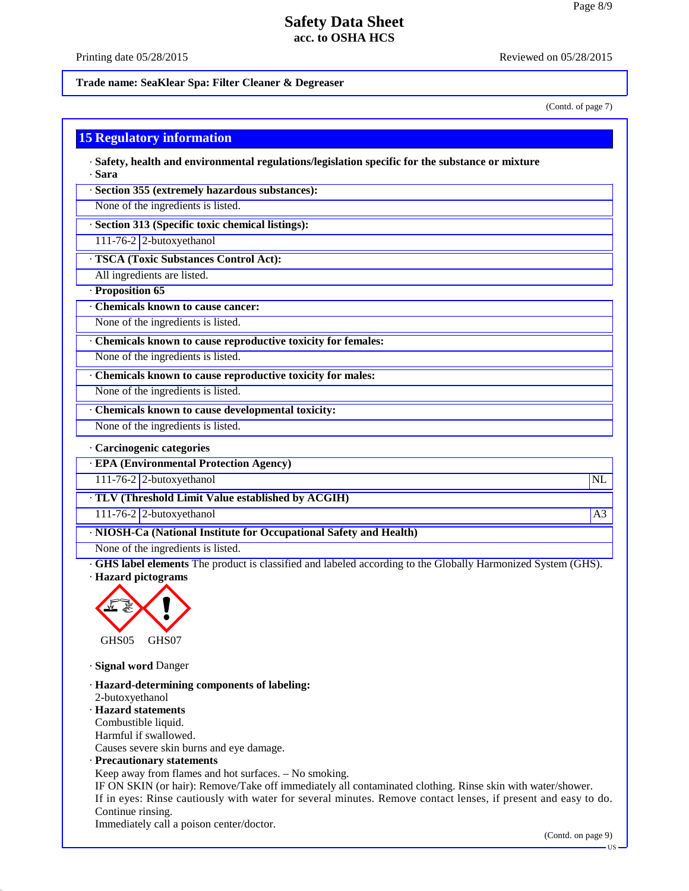**Trade name: SeaKlear Spa: Filter Cleaner & Degreaser**

(Contd. of page 7)

## 15 Regulatory information

· **Safety, health and environmental regulations/legislation specific for the substance or mixture**
· **Sara**

· **Section 355 (extremely hazardous substances):**

None of the ingredients is listed.

· **Section 313 (Specific toxic chemical listings):**

| 111-76-2 | 2-butoxyethanol |
|---|---|

· **TSCA (Toxic Substances Control Act):**

All ingredients are listed.

· **Proposition 65**

· **Chemicals known to cause cancer:**

None of the ingredients is listed.

· **Chemicals known to cause reproductive toxicity for females:**

None of the ingredients is listed.

· **Chemicals known to cause reproductive toxicity for males:**

None of the ingredients is listed.

· **Chemicals known to cause developmental toxicity:**

None of the ingredients is listed.

· **Carcinogenic categories**

· **EPA (Environmental Protection Agency)**

| 111-76-2 | 2-butoxyethanol | NL |
|---|---|---|

· **TLV (Threshold Limit Value established by ACGIH)**

| 111-76-2 | 2-butoxyethanol | A3 |
|---|---|---|

· **NIOSH-Ca (National Institute for Occupational Safety and Health)**

None of the ingredients is listed.

· **GHS label elements** The product is classified and labeled according to the Globally Harmonized System (GHS).
· **Hazard pictograms**

GHS05 GHS07

· **Signal word** Danger

· **Hazard-determining components of labeling:**
2-butoxyethanol
· **Hazard statements**
Combustible liquid.
Harmful if swallowed.
Causes severe skin burns and eye damage.
· **Precautionary statements**
Keep away from flames and hot surfaces. – No smoking.
IF ON SKIN (or hair): Remove/Take off immediately all contaminated clothing. Rinse skin with water/shower.
If in eyes: Rinse cautiously with water for several minutes. Remove contact lenses, if present and easy to do. Continue rinsing.
Immediately call a poison center/doctor.

(Contd. on page 9)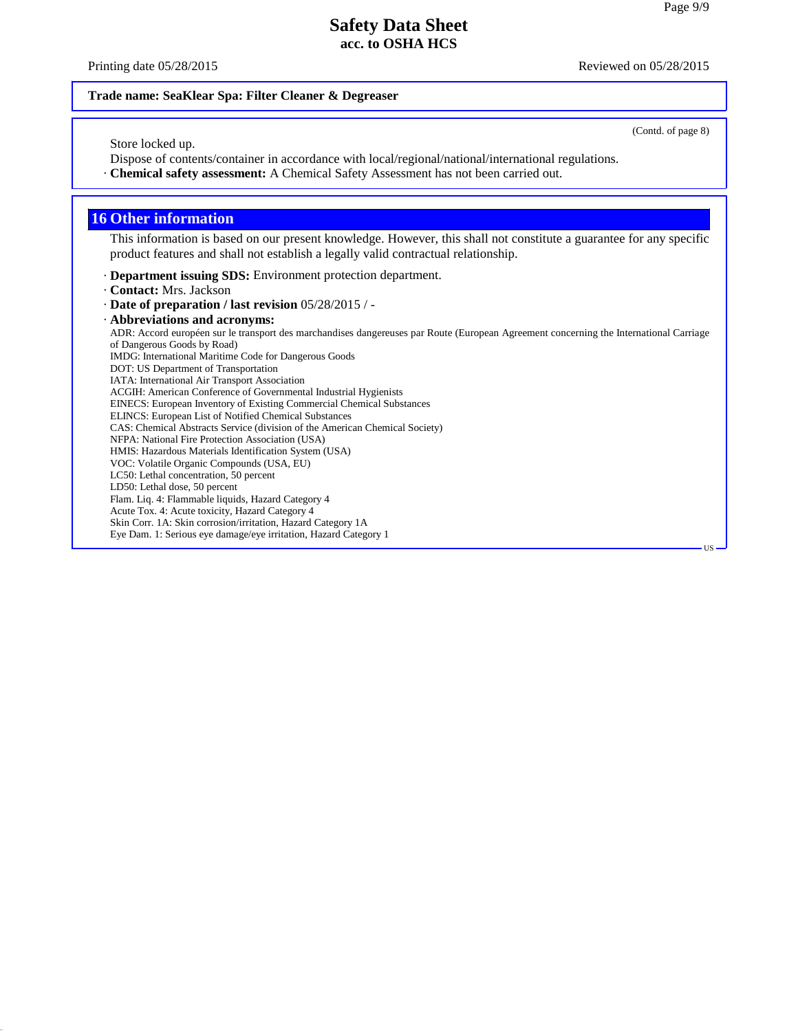(Contd. of page 8)

Store locked up.

Dispose of contents/container in accordance with local/regional/national/international regulations.

· **Chemical safety assessment:** A Chemical Safety Assessment has not been carried out.

## 16 Other information

This information is based on our present knowledge. However, this shall not constitute a guarantee for any specific product features and shall not establish a legally valid contractual relationship.

· **Department issuing SDS:** Environment protection department.
· **Contact:** Mrs. Jackson
· **Date of preparation / last revision** 05/28/2015 / -
· **Abbreviations and acronyms:**

ADR: Accord européen sur le transport des marchandises dangereuses par Route (European Agreement concerning the International Carriage of Dangerous Goods by Road)
IMDG: International Maritime Code for Dangerous Goods
DOT: US Department of Transportation
IATA: International Air Transport Association
ACGIH: American Conference of Governmental Industrial Hygienists
EINECS: European Inventory of Existing Commercial Chemical Substances
ELINCS: European List of Notified Chemical Substances
CAS: Chemical Abstracts Service (division of the American Chemical Society)
NFPA: National Fire Protection Association (USA)
HMIS: Hazardous Materials Identification System (USA)
VOC: Volatile Organic Compounds (USA, EU)
LC50: Lethal concentration, 50 percent
LD50: Lethal dose, 50 percent
Flam. Liq. 4: Flammable liquids, Hazard Category 4
Acute Tox. 4: Acute toxicity, Hazard Category 4
Skin Corr. 1A: Skin corrosion/irritation, Hazard Category 1A
Eye Dam. 1: Serious eye damage/eye irritation, Hazard Category 1